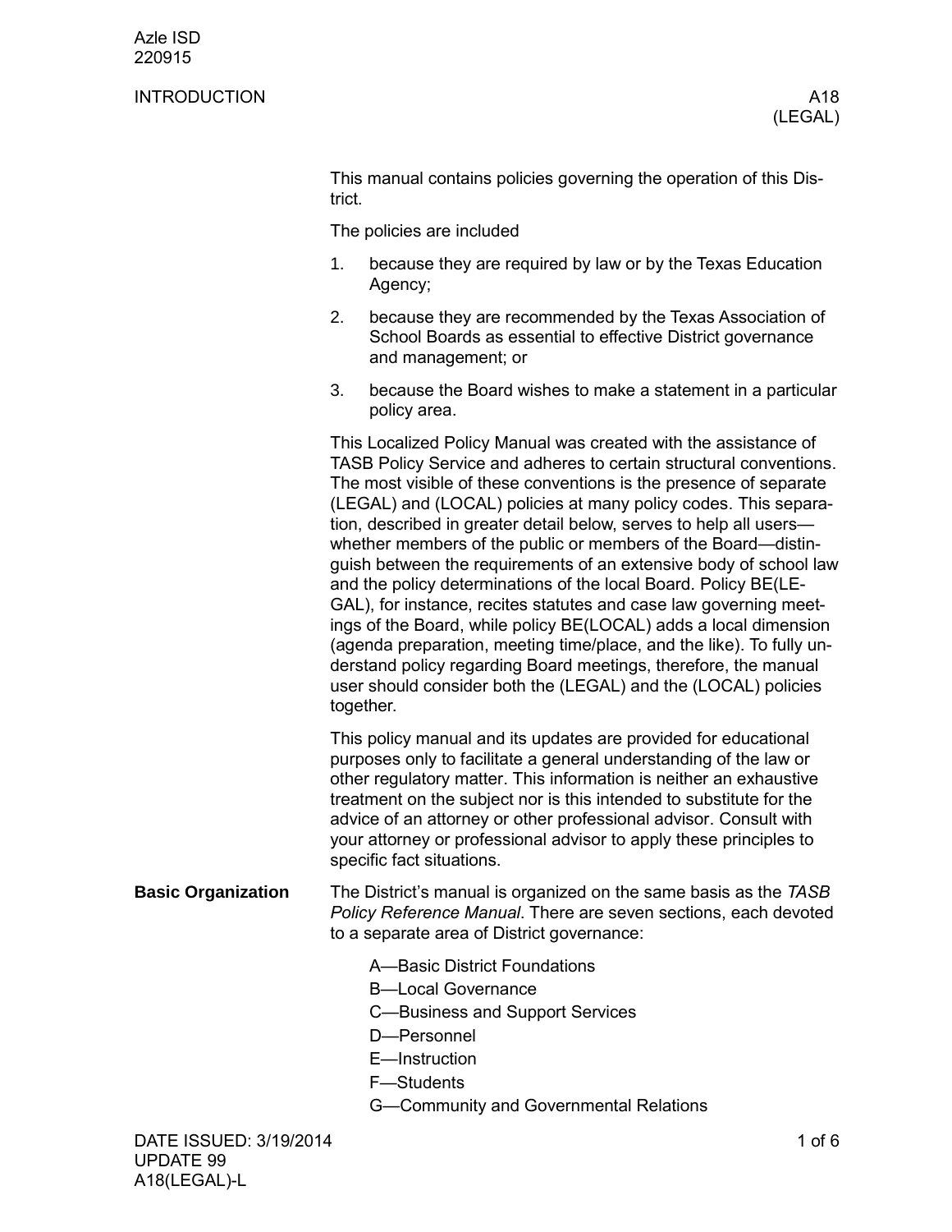Azle ISD
220915

# INTRODUCTION

A18 (LEGAL)

This manual contains policies governing the operation of this District.

The policies are included

1. because they are required by law or by the Texas Education Agency;
2. because they are recommended by the Texas Association of School Boards as essential to effective District governance and management; or
3. because the Board wishes to make a statement in a particular policy area.

This Localized Policy Manual was created with the assistance of TASB Policy Service and adheres to certain structural conventions. The most visible of these conventions is the presence of separate (LEGAL) and (LOCAL) policies at many policy codes. This separation, described in greater detail below, serves to help all users—whether members of the public or members of the Board—distinguish between the requirements of an extensive body of school law and the policy determinations of the local Board. Policy BE(LEGAL), for instance, recites statutes and case law governing meetings of the Board, while policy BE(LOCAL) adds a local dimension (agenda preparation, meeting time/place, and the like). To fully understand policy regarding Board meetings, therefore, the manual user should consider both the (LEGAL) and the (LOCAL) policies together.

This policy manual and its updates are provided for educational purposes only to facilitate a general understanding of the law or other regulatory matter. This information is neither an exhaustive treatment on the subject nor is this intended to substitute for the advice of an attorney or other professional advisor. Consult with your attorney or professional advisor to apply these principles to specific fact situations.

## Basic Organization

The District's manual is organized on the same basis as the *TASB Policy Reference Manual*. There are seven sections, each devoted to a separate area of District governance:

A—Basic District Foundations
B—Local Governance
C—Business and Support Services
D—Personnel
E—Instruction
F—Students
G—Community and Governmental Relations

DATE ISSUED: 3/19/2014
UPDATE 99
A18(LEGAL)-L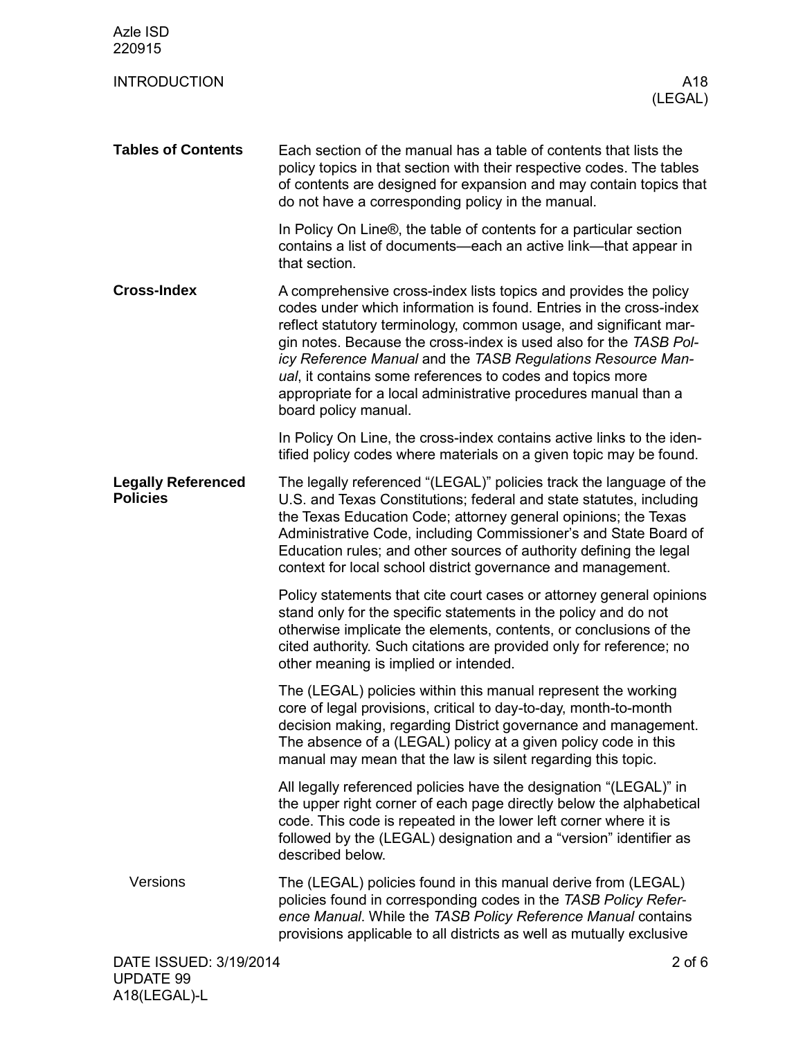## Tables of Contents

Each section of the manual has a table of contents that lists the policy topics in that section with their respective codes. The tables of contents are designed for expansion and may contain topics that do not have a corresponding policy in the manual.

In Policy On Line®, the table of contents for a particular section contains a list of documents—each an active link—that appear in that section.

## Cross-Index

A comprehensive cross-index lists topics and provides the policy codes under which information is found. Entries in the cross-index reflect statutory terminology, common usage, and significant margin notes. Because the cross-index is used also for the *TASB Policy Reference Manual* and the *TASB Regulations Resource Manual*, it contains some references to codes and topics more appropriate for a local administrative procedures manual than a board policy manual.

In Policy On Line, the cross-index contains active links to the identified policy codes where materials on a given topic may be found.

## Legally Referenced Policies

The legally referenced "(LEGAL)" policies track the language of the U.S. and Texas Constitutions; federal and state statutes, including the Texas Education Code; attorney general opinions; the Texas Administrative Code, including Commissioner's and State Board of Education rules; and other sources of authority defining the legal context for local school district governance and management.

Policy statements that cite court cases or attorney general opinions stand only for the specific statements in the policy and do not otherwise implicate the elements, contents, or conclusions of the cited authority. Such citations are provided only for reference; no other meaning is implied or intended.

The (LEGAL) policies within this manual represent the working core of legal provisions, critical to day-to-day, month-to-month decision making, regarding District governance and management. The absence of a (LEGAL) policy at a given policy code in this manual may mean that the law is silent regarding this topic.

All legally referenced policies have the designation "(LEGAL)" in the upper right corner of each page directly below the alphabetical code. This code is repeated in the lower left corner where it is followed by the (LEGAL) designation and a "version" identifier as described below.

### Versions

The (LEGAL) policies found in this manual derive from (LEGAL) policies found in corresponding codes in the *TASB Policy Reference Manual*. While the *TASB Policy Reference Manual* contains provisions applicable to all districts as well as mutually exclusive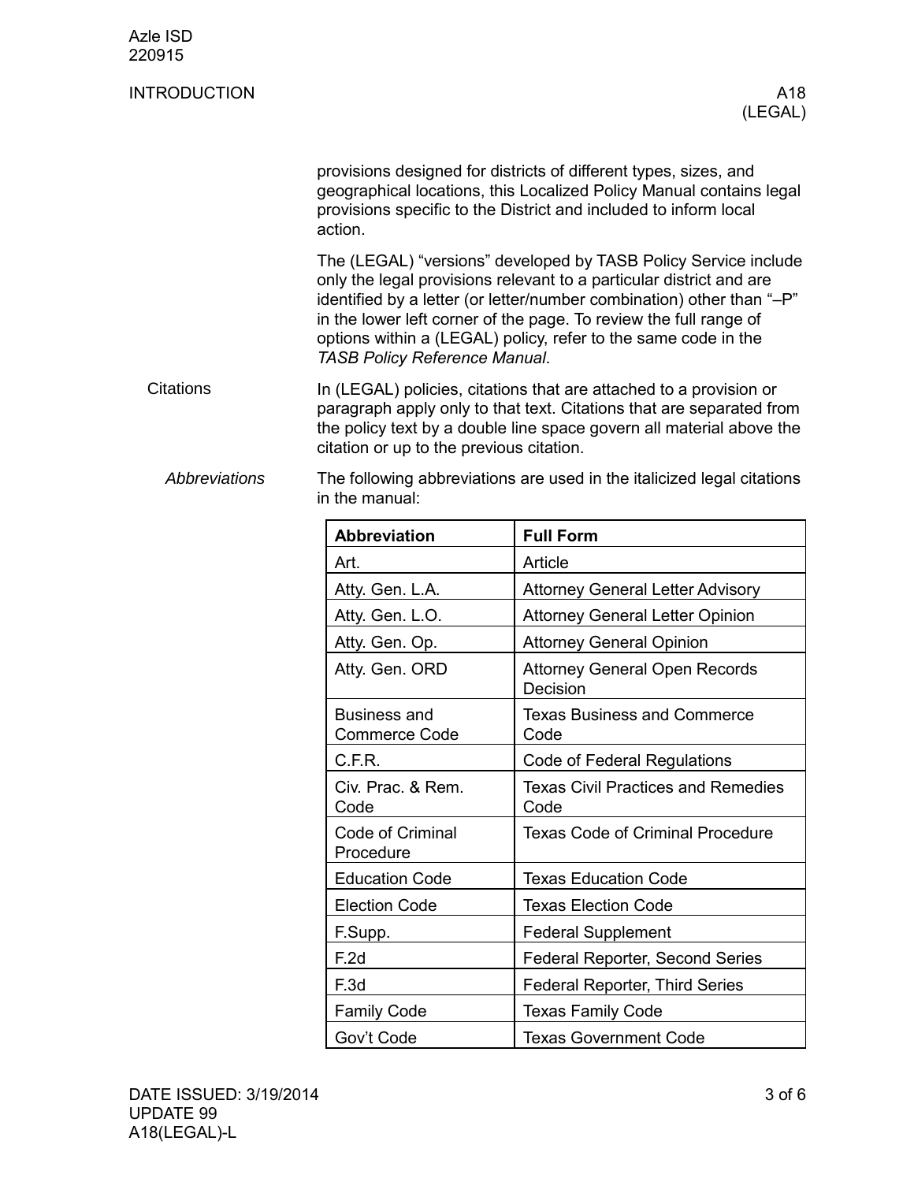provisions designed for districts of different types, sizes, and geographical locations, this Localized Policy Manual contains legal provisions specific to the District and included to inform local action.

The (LEGAL) "versions" developed by TASB Policy Service include only the legal provisions relevant to a particular district and are identified by a letter (or letter/number combination) other than "–P" in the lower left corner of the page. To review the full range of options within a (LEGAL) policy, refer to the same code in the *TASB Policy Reference Manual*.

## Citations

In (LEGAL) policies, citations that are attached to a provision or paragraph apply only to that text. Citations that are separated from the policy text by a double line space govern all material above the citation or up to the previous citation.

### *Abbreviations*

The following abbreviations are used in the italicized legal citations in the manual:

| Abbreviation | Full Form |
|---|---|
| Art. | Article |
| Atty. Gen. L.A. | Attorney General Letter Advisory |
| Atty. Gen. L.O. | Attorney General Letter Opinion |
| Atty. Gen. Op. | Attorney General Opinion |
| Atty. Gen. ORD | Attorney General Open Records Decision |
| Business and Commerce Code | Texas Business and Commerce Code |
| C.F.R. | Code of Federal Regulations |
| Civ. Prac. & Rem. Code | Texas Civil Practices and Remedies Code |
| Code of Criminal Procedure | Texas Code of Criminal Procedure |
| Education Code | Texas Education Code |
| Election Code | Texas Election Code |
| F.Supp. | Federal Supplement |
| F.2d | Federal Reporter, Second Series |
| F.3d | Federal Reporter, Third Series |
| Family Code | Texas Family Code |
| Gov't Code | Texas Government Code |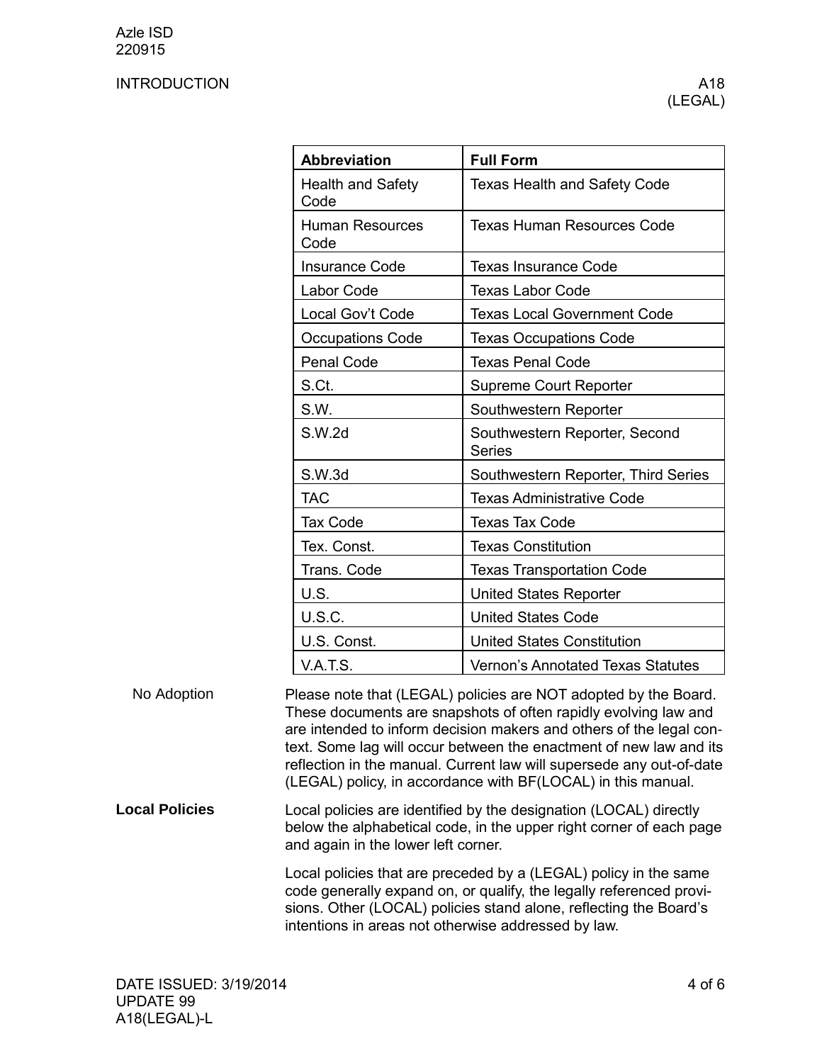| Abbreviation | Full Form |
| --- | --- |
| Health and Safety Code | Texas Health and Safety Code |
| Human Resources Code | Texas Human Resources Code |
| Insurance Code | Texas Insurance Code |
| Labor Code | Texas Labor Code |
| Local Gov't Code | Texas Local Government Code |
| Occupations Code | Texas Occupations Code |
| Penal Code | Texas Penal Code |
| S.Ct. | Supreme Court Reporter |
| S.W. | Southwestern Reporter |
| S.W.2d | Southwestern Reporter, Second Series |
| S.W.3d | Southwestern Reporter, Third Series |
| TAC | Texas Administrative Code |
| Tax Code | Texas Tax Code |
| Tex. Const. | Texas Constitution |
| Trans. Code | Texas Transportation Code |
| U.S. | United States Reporter |
| U.S.C. | United States Code |
| U.S. Const. | United States Constitution |
| V.A.T.S. | Vernon's Annotated Texas Statutes |

No Adoption

Please note that (LEGAL) policies are NOT adopted by the Board. These documents are snapshots of often rapidly evolving law and are intended to inform decision makers and others of the legal context. Some lag will occur between the enactment of new law and its reflection in the manual. Current law will supersede any out-of-date (LEGAL) policy, in accordance with BF(LOCAL) in this manual.

**Local Policies**

Local policies are identified by the designation (LOCAL) directly below the alphabetical code, in the upper right corner of each page and again in the lower left corner.

Local policies that are preceded by a (LEGAL) policy in the same code generally expand on, or qualify, the legally referenced provisions. Other (LOCAL) policies stand alone, reflecting the Board's intentions in areas not otherwise addressed by law.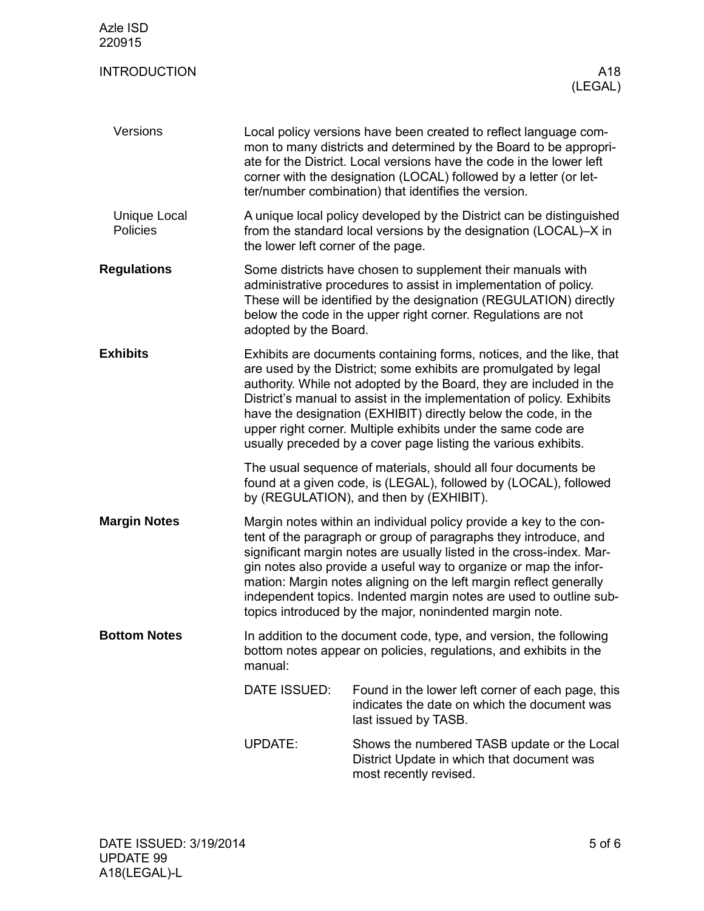### Versions

Local policy versions have been created to reflect language common to many districts and determined by the Board to be appropriate for the District. Local versions have the code in the lower left corner with the designation (LOCAL) followed by a letter (or letter/number combination) that identifies the version.

### Unique Local Policies

A unique local policy developed by the District can be distinguished from the standard local versions by the designation (LOCAL)–X in the lower left corner of the page.

## Regulations

Some districts have chosen to supplement their manuals with administrative procedures to assist in implementation of policy. These will be identified by the designation (REGULATION) directly below the code in the upper right corner. Regulations are not adopted by the Board.

## Exhibits

Exhibits are documents containing forms, notices, and the like, that are used by the District; some exhibits are promulgated by legal authority. While not adopted by the Board, they are included in the District's manual to assist in the implementation of policy. Exhibits have the designation (EXHIBIT) directly below the code, in the upper right corner. Multiple exhibits under the same code are usually preceded by a cover page listing the various exhibits.

The usual sequence of materials, should all four documents be found at a given code, is (LEGAL), followed by (LOCAL), followed by (REGULATION), and then by (EXHIBIT).

## Margin Notes

Margin notes within an individual policy provide a key to the content of the paragraph or group of paragraphs they introduce, and significant margin notes are usually listed in the cross-index. Margin notes also provide a useful way to organize or map the information: Margin notes aligning on the left margin reflect generally independent topics. Indented margin notes are used to outline subtopics introduced by the major, nonindented margin note.

## Bottom Notes

In addition to the document code, type, and version, the following bottom notes appear on policies, regulations, and exhibits in the manual:

| | |
|---|---|
| DATE ISSUED: | Found in the lower left corner of each page, this indicates the date on which the document was last issued by TASB. |
| UPDATE: | Shows the numbered TASB update or the Local District Update in which that document was most recently revised. |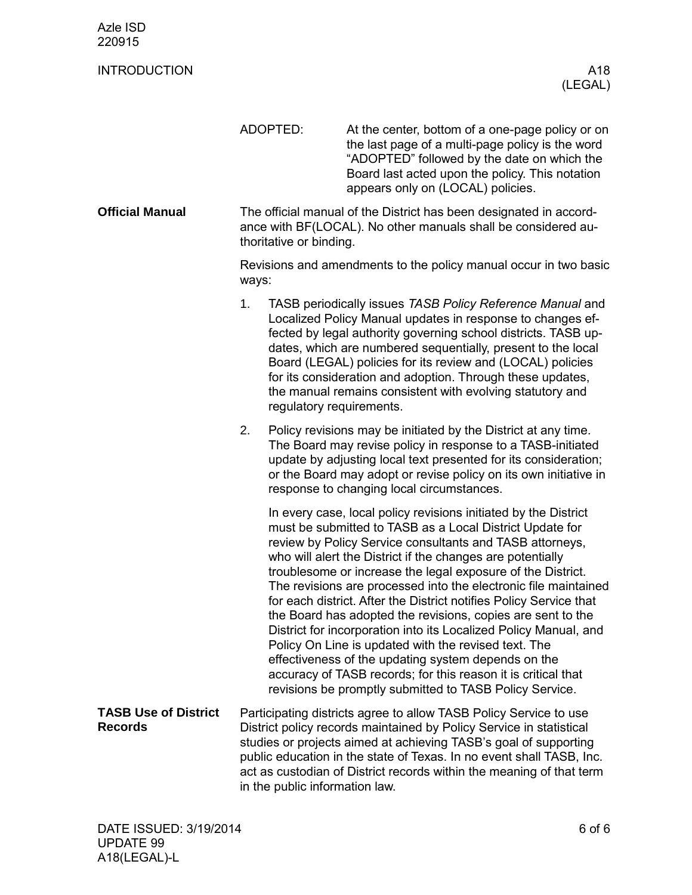ADOPTED: At the center, bottom of a one-page policy or on the last page of a multi-page policy is the word "ADOPTED" followed by the date on which the Board last acted upon the policy. This notation appears only on (LOCAL) policies.

**Official Manual**

The official manual of the District has been designated in accordance with BF(LOCAL). No other manuals shall be considered authoritative or binding.

Revisions and amendments to the policy manual occur in two basic ways:

1. TASB periodically issues *TASB Policy Reference Manual* and Localized Policy Manual updates in response to changes effected by legal authority governing school districts. TASB updates, which are numbered sequentially, present to the local Board (LEGAL) policies for its review and (LOCAL) policies for its consideration and adoption. Through these updates, the manual remains consistent with evolving statutory and regulatory requirements.
2. Policy revisions may be initiated by the District at any time. The Board may revise policy in response to a TASB-initiated update by adjusting local text presented for its consideration; or the Board may adopt or revise policy on its own initiative in response to changing local circumstances.

   In every case, local policy revisions initiated by the District must be submitted to TASB as a Local District Update for review by Policy Service consultants and TASB attorneys, who will alert the District if the changes are potentially troublesome or increase the legal exposure of the District. The revisions are processed into the electronic file maintained for each district. After the District notifies Policy Service that the Board has adopted the revisions, copies are sent to the District for incorporation into its Localized Policy Manual, and Policy On Line is updated with the revised text. The effectiveness of the updating system depends on the accuracy of TASB records; for this reason it is critical that revisions be promptly submitted to TASB Policy Service.

**TASB Use of District Records**

Participating districts agree to allow TASB Policy Service to use District policy records maintained by Policy Service in statistical studies or projects aimed at achieving TASB's goal of supporting public education in the state of Texas. In no event shall TASB, Inc. act as custodian of District records within the meaning of that term in the public information law.